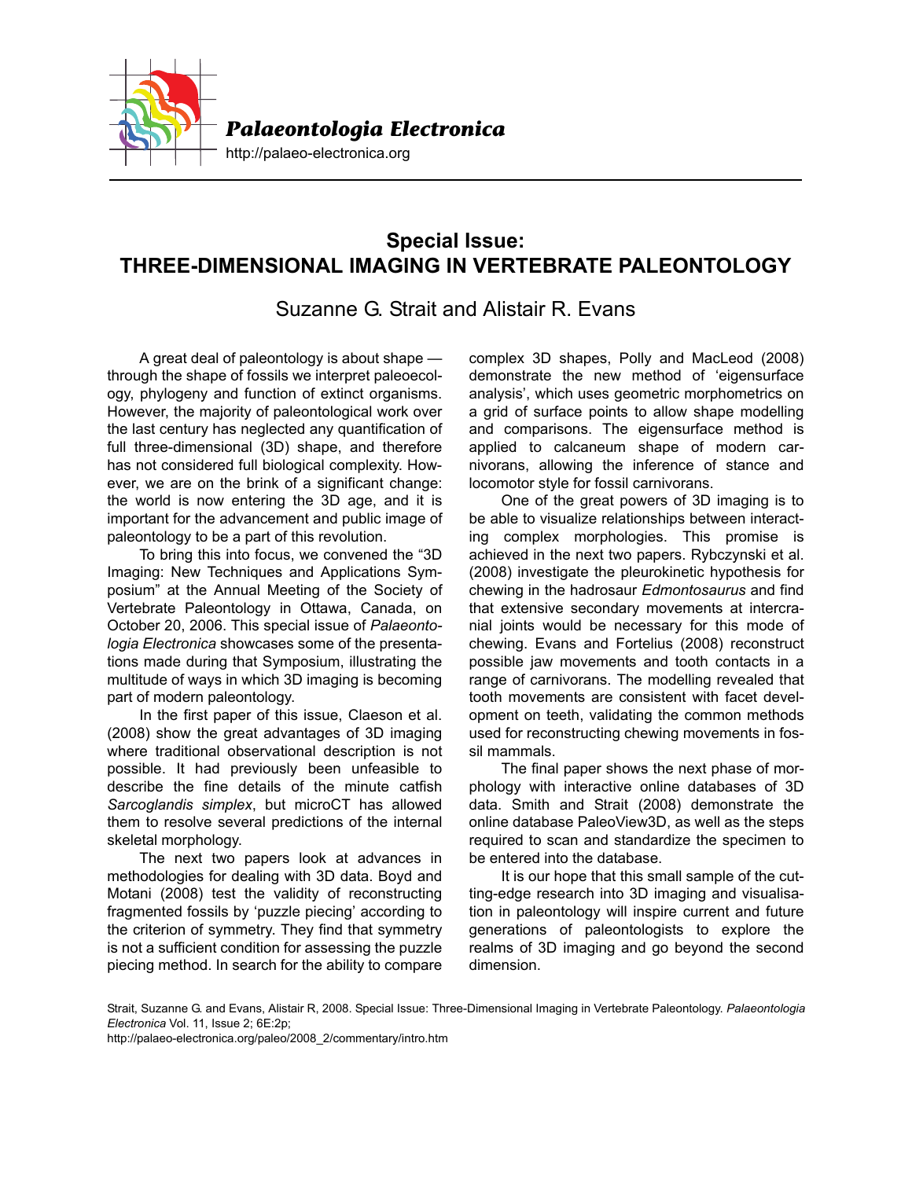# Special Issue: THREE-DIMENSIONAL IMAGING IN VERTEBRATE PALEONTOLOGY

Suzanne G. Strait and Alistair R. Evans

A great deal of paleontology is about shape — through the shape of fossils we interpret paleoecology, phylogeny and function of extinct organisms. However, the majority of paleontological work over the last century has neglected any quantification of full three-dimensional (3D) shape, and therefore has not considered full biological complexity. However, we are on the brink of a significant change: the world is now entering the 3D age, and it is important for the advancement and public image of paleontology to be a part of this revolution.

To bring this into focus, we convened the "3D Imaging: New Techniques and Applications Symposium" at the Annual Meeting of the Society of Vertebrate Paleontology in Ottawa, Canada, on October 20, 2006. This special issue of *Palaeontologia Electronica* showcases some of the presentations made during that Symposium, illustrating the multitude of ways in which 3D imaging is becoming part of modern paleontology.

In the first paper of this issue, Claeson et al. (2008) show the great advantages of 3D imaging where traditional observational description is not possible. It had previously been unfeasible to describe the fine details of the minute catfish *Sarcoglandis simplex*, but microCT has allowed them to resolve several predictions of the internal skeletal morphology.

The next two papers look at advances in methodologies for dealing with 3D data. Boyd and Motani (2008) test the validity of reconstructing fragmented fossils by 'puzzle piecing' according to the criterion of symmetry. They find that symmetry is not a sufficient condition for assessing the puzzle piecing method. In search for the ability to compare complex 3D shapes, Polly and MacLeod (2008) demonstrate the new method of 'eigensurface analysis', which uses geometric morphometrics on a grid of surface points to allow shape modelling and comparisons. The eigensurface method is applied to calcaneum shape of modern carnivorans, allowing the inference of stance and locomotor style for fossil carnivorans.

One of the great powers of 3D imaging is to be able to visualize relationships between interacting complex morphologies. This promise is achieved in the next two papers. Rybczynski et al. (2008) investigate the pleurokinetic hypothesis for chewing in the hadrosaur *Edmontosaurus* and find that extensive secondary movements at intercranial joints would be necessary for this mode of chewing. Evans and Fortelius (2008) reconstruct possible jaw movements and tooth contacts in a range of carnivorans. The modelling revealed that tooth movements are consistent with facet development on teeth, validating the common methods used for reconstructing chewing movements in fossil mammals.

The final paper shows the next phase of morphology with interactive online databases of 3D data. Smith and Strait (2008) demonstrate the online database PaleoView3D, as well as the steps required to scan and standardize the specimen to be entered into the database.

It is our hope that this small sample of the cutting-edge research into 3D imaging and visualisation in paleontology will inspire current and future generations of paleontologists to explore the realms of 3D imaging and go beyond the second dimension.

Strait, Suzanne G. and Evans, Alistair R, 2008. Special Issue: Three-Dimensional Imaging in Vertebrate Paleontology. *Palaeontologia Electronica* Vol. 11, Issue 2; 6E:2p;
http://palaeo-electronica.org/paleo/2008_2/commentary/intro.htm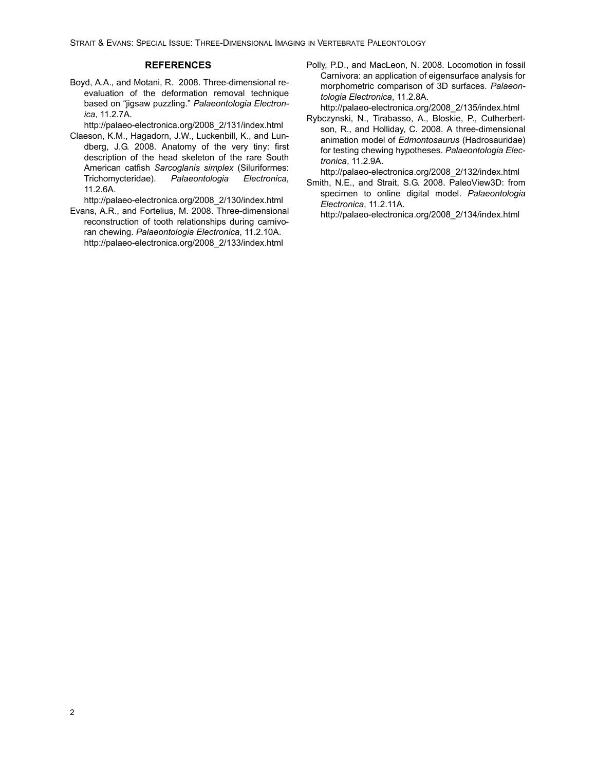## REFERENCES

Boyd, A.A., and Motani, R. 2008. Three-dimensional re-evaluation of the deformation removal technique based on “jigsaw puzzling.” *Palaeontologia Electronica*, 11.2.7A.
http://palaeo-electronica.org/2008_2/131/index.html

Claeson, K.M., Hagadorn, J.W., Luckenbill, K., and Lundberg, J.G. 2008. Anatomy of the very tiny: first description of the head skeleton of the rare South American catfish *Sarcoglanis simplex* (Siluriformes: Trichomycteridae). *Palaeontologia Electronica*, 11.2.6A.
http://palaeo-electronica.org/2008_2/130/index.html

Evans, A.R., and Fortelius, M. 2008. Three-dimensional reconstruction of tooth relationships during carnivoran chewing. *Palaeontologia Electronica*, 11.2.10A.
http://palaeo-electronica.org/2008_2/133/index.html

Polly, P.D., and MacLeon, N. 2008. Locomotion in fossil Carnivora: an application of eigensurface analysis for morphometric comparison of 3D surfaces. *Palaeontologia Electronica*, 11.2.8A.
http://palaeo-electronica.org/2008_2/135/index.html

Rybczynski, N., Tirabasso, A., Bloskie, P., Cutherbertson, R., and Holliday, C. 2008. A three-dimensional animation model of *Edmontosaurus* (Hadrosauridae) for testing chewing hypotheses. *Palaeontologia Electronica*, 11.2.9A.
http://palaeo-electronica.org/2008_2/132/index.html

Smith, N.E., and Strait, S.G. 2008. PaleoView3D: from specimen to online digital model. *Palaeontologia Electronica*, 11.2.11A.
http://palaeo-electronica.org/2008_2/134/index.html